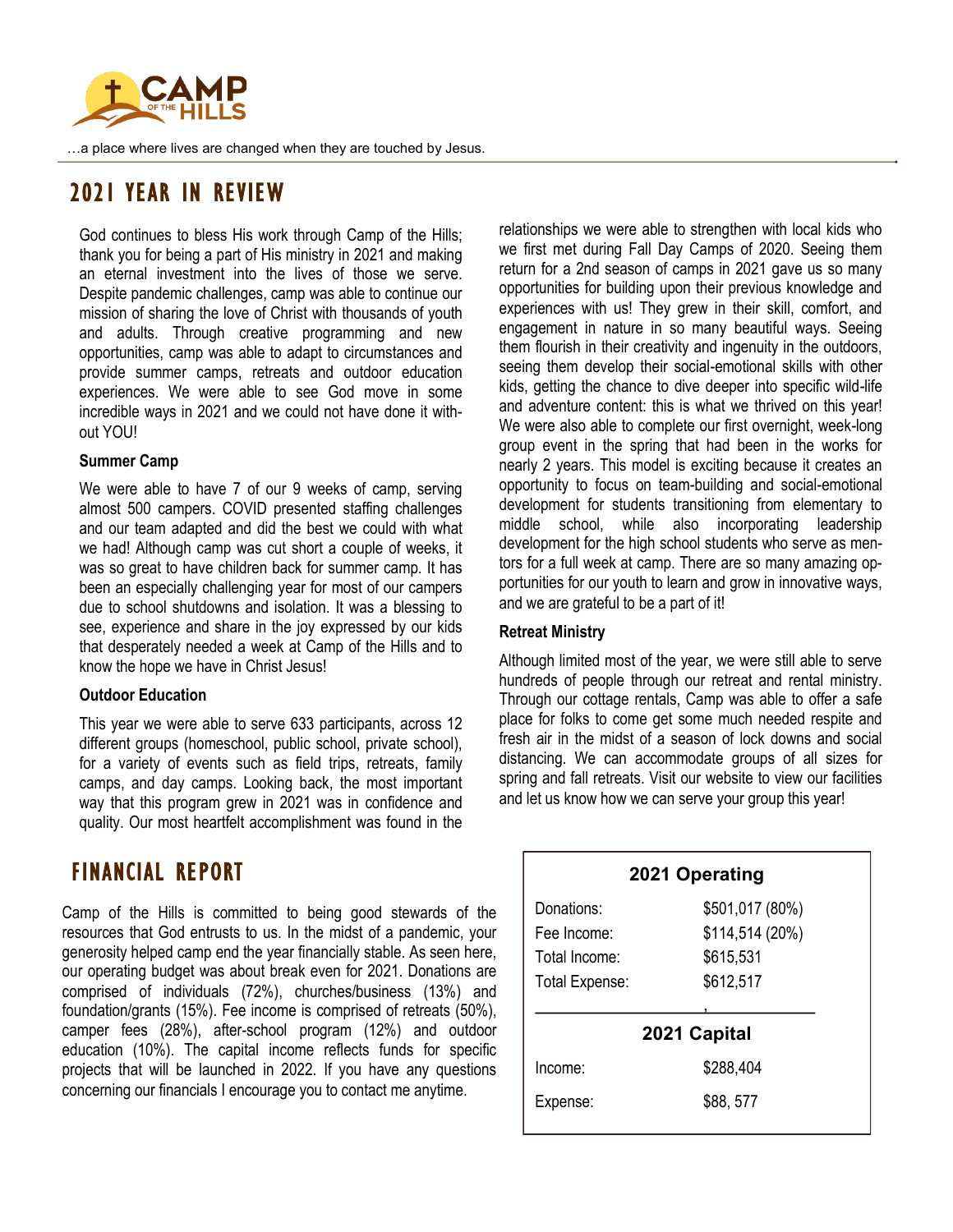CAMP OF THE HILLS

…a place where lives are changed when they are touched by Jesus.

## 2021 YEAR IN REVIEW

God continues to bless His work through Camp of the Hills; thank you for being a part of His ministry in 2021 and making an eternal investment into the lives of those we serve. Despite pandemic challenges, camp was able to continue our mission of sharing the love of Christ with thousands of youth and adults. Through creative programming and new opportunities, camp was able to adapt to circumstances and provide summer camps, retreats and outdoor education experiences. We were able to see God move in some incredible ways in 2021 and we could not have done it without YOU!

**Summer Camp**

We were able to have 7 of our 9 weeks of camp, serving almost 500 campers. COVID presented staffing challenges and our team adapted and did the best we could with what we had! Although camp was cut short a couple of weeks, it was so great to have children back for summer camp. It has been an especially challenging year for most of our campers due to school shutdowns and isolation. It was a blessing to see, experience and share in the joy expressed by our kids that desperately needed a week at Camp of the Hills and to know the hope we have in Christ Jesus!

**Outdoor Education**

This year we were able to serve 633 participants, across 12 different groups (homeschool, public school, private school), for a variety of events such as field trips, retreats, family camps, and day camps. Looking back, the most important way that this program grew in 2021 was in confidence and quality. Our most heartfelt accomplishment was found in the relationships we were able to strengthen with local kids who we first met during Fall Day Camps of 2020. Seeing them return for a 2nd season of camps in 2021 gave us so many opportunities for building upon their previous knowledge and experiences with us! They grew in their skill, comfort, and engagement in nature in so many beautiful ways. Seeing them flourish in their creativity and ingenuity in the outdoors, seeing them develop their social-emotional skills with other kids, getting the chance to dive deeper into specific wild-life and adventure content: this is what we thrived on this year! We were also able to complete our first overnight, week-long group event in the spring that had been in the works for nearly 2 years. This model is exciting because it creates an opportunity to focus on team-building and social-emotional development for students transitioning from elementary to middle school, while also incorporating leadership development for the high school students who serve as mentors for a full week at camp. There are so many amazing opportunities for our youth to learn and grow in innovative ways, and we are grateful to be a part of it!

**Retreat Ministry**

Although limited most of the year, we were still able to serve hundreds of people through our retreat and rental ministry. Through our cottage rentals, Camp was able to offer a safe place for folks to come get some much needed respite and fresh air in the midst of a season of lock downs and social distancing. We can accommodate groups of all sizes for spring and fall retreats. Visit our website to view our facilities and let us know how we can serve your group this year!

## FINANCIAL REPORT

Camp of the Hills is committed to being good stewards of the resources that God entrusts to us. In the midst of a pandemic, your generosity helped camp end the year financially stable. As seen here, our operating budget was about break even for 2021. Donations are comprised of individuals (72%), churches/business (13%) and foundation/grants (15%). Fee income is comprised of retreats (50%), camper fees (28%), after-school program (12%) and outdoor education (10%). The capital income reflects funds for specific projects that will be launched in 2022. If you have any questions concerning our financials I encourage you to contact me anytime.

| 2021 Operating | |
|---|---|
| Donations: | $501,017 (80%) |
| Fee Income: | $114,514 (20%) |
| Total Income: | $615,531 |
| Total Expense: | $612,517 |

| 2021 Capital | |
|---|---|
| Income: | $288,404 |
| Expense: | $88, 577 |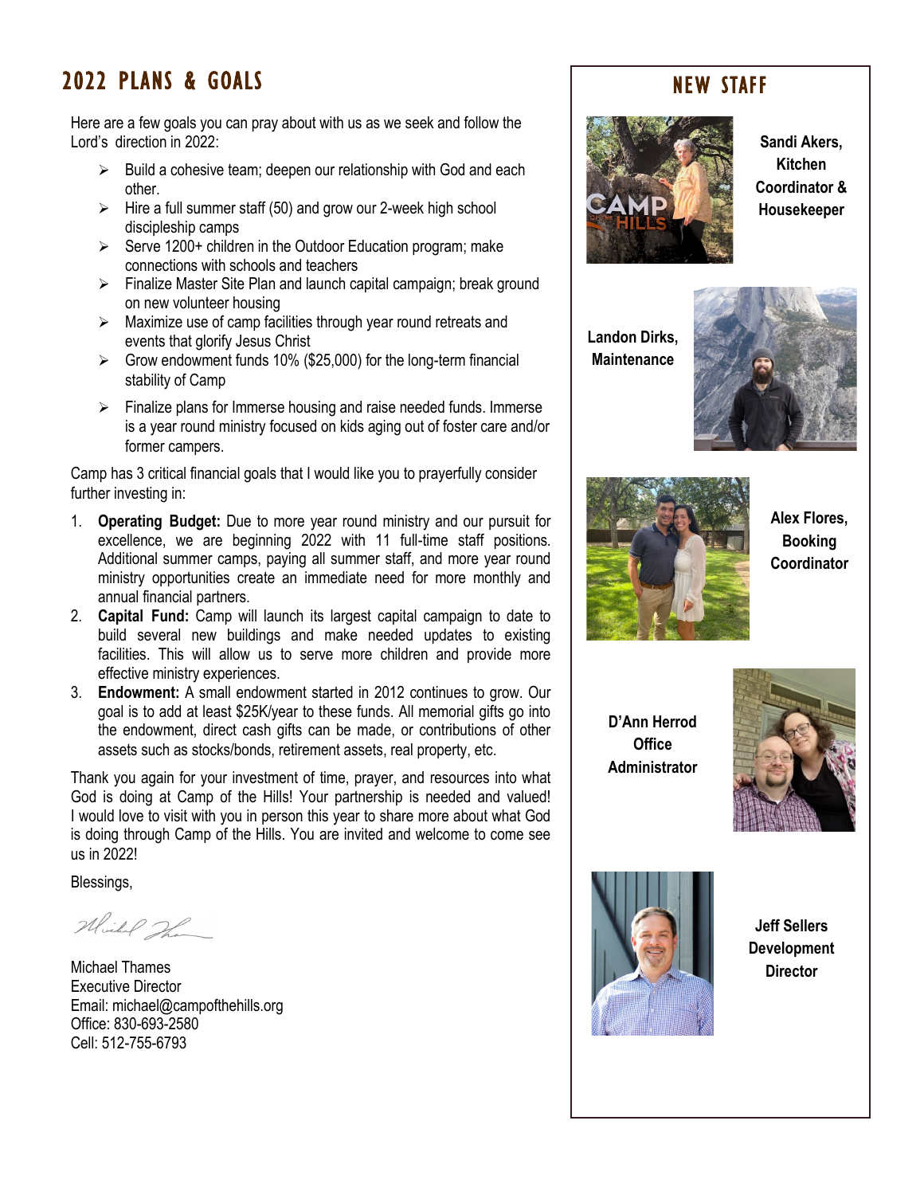## 2022 PLANS & GOALS

Here are a few goals you can pray about with us as we seek and follow the Lord's direction in 2022:

- Build a cohesive team; deepen our relationship with God and each other.
- Hire a full summer staff (50) and grow our 2-week high school discipleship camps
- Serve 1200+ children in the Outdoor Education program; make connections with schools and teachers
- Finalize Master Site Plan and launch capital campaign; break ground on new volunteer housing
- Maximize use of camp facilities through year round retreats and events that glorify Jesus Christ
- Grow endowment funds 10% ($25,000) for the long-term financial stability of Camp
- Finalize plans for Immerse housing and raise needed funds. Immerse is a year round ministry focused on kids aging out of foster care and/or former campers.

Camp has 3 critical financial goals that I would like you to prayerfully consider further investing in:

1. **Operating Budget:** Due to more year round ministry and our pursuit for excellence, we are beginning 2022 with 11 full-time staff positions. Additional summer camps, paying all summer staff, and more year round ministry opportunities create an immediate need for more monthly and annual financial partners.
2. **Capital Fund:** Camp will launch its largest capital campaign to date to build several new buildings and make needed updates to existing facilities. This will allow us to serve more children and provide more effective ministry experiences.
3. **Endowment:** A small endowment started in 2012 continues to grow. Our goal is to add at least $25K/year to these funds. All memorial gifts go into the endowment, direct cash gifts can be made, or contributions of other assets such as stocks/bonds, retirement assets, real property, etc.

Thank you again for your investment of time, prayer, and resources into what God is doing at Camp of the Hills! Your partnership is needed and valued! I would love to visit with you in person this year to share more about what God is doing through Camp of the Hills. You are invited and welcome to come see us in 2022!

Blessings,

Michael Thames
Executive Director
Email: michael@campofthehills.org
Office: 830-693-2580
Cell: 512-755-6793

## NEW STAFF

**Sandi Akers, Kitchen Coordinator & Housekeeper**

**Landon Dirks, Maintenance**

**Alex Flores, Booking Coordinator**

**D'Ann Herrod Office Administrator**

**Jeff Sellers Development Director**